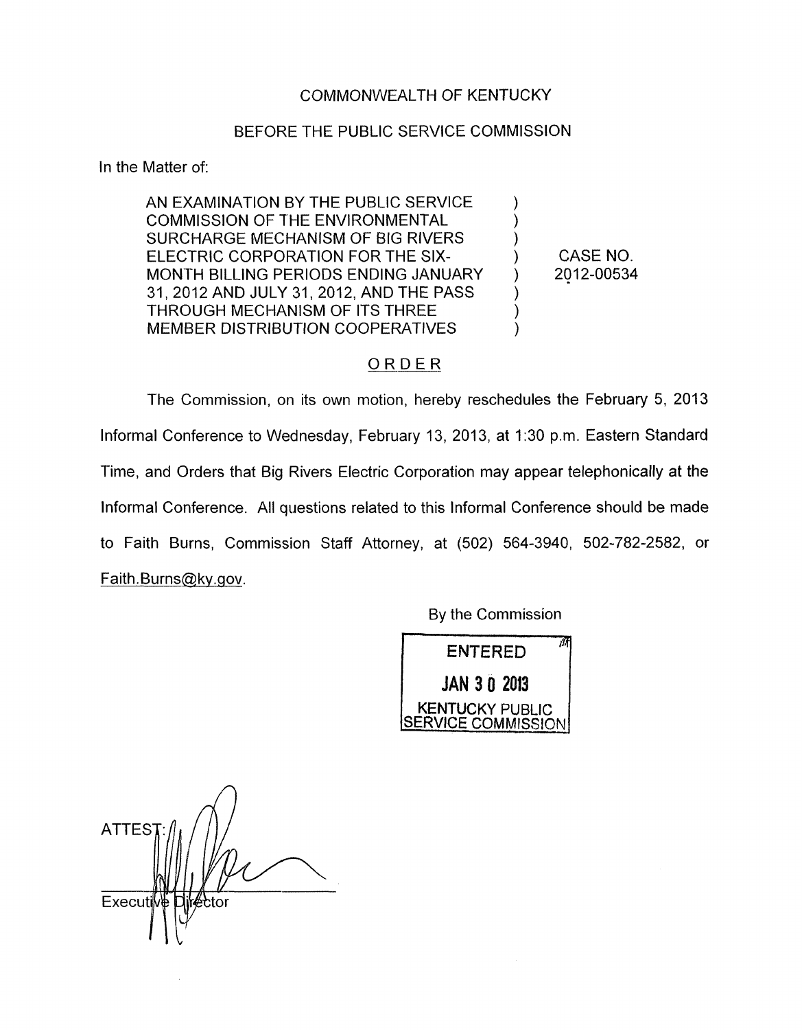COMMONWEALTH OF KENTUCKY

BEFORE THE PUBLIC SERVICE COMMISSION

In the Matter of:

| | | |
|---|---|---|
| AN EXAMINATION BY THE PUBLIC SERVICE COMMISSION OF THE ENVIRONMENTAL SURCHARGE MECHANISM OF BIG RIVERS ELECTRIC CORPORATION FOR THE SIX-MONTH BILLING PERIODS ENDING JANUARY 31, 2012 AND JULY 31, 2012, AND THE PASS THROUGH MECHANISM OF ITS THREE MEMBER DISTRIBUTION COOPERATIVES | ) | CASE NO. 2012-00534 |

ORDER

The Commission, on its own motion, hereby reschedules the February 5, 2013 Informal Conference to Wednesday, February 13, 2013, at 1:30 p.m. Eastern Standard Time, and Orders that Big Rivers Electric Corporation may appear telephonically at the Informal Conference. All questions related to this Informal Conference should be made to Faith Burns, Commission Staff Attorney, at (502) 564-3940, 502-782-2582, or Faith.Burns@ky.gov.

By the Commission

ENTERED
JAN 30 2013
KENTUCKY PUBLIC SERVICE COMMISSION

ATTEST:

Executive Director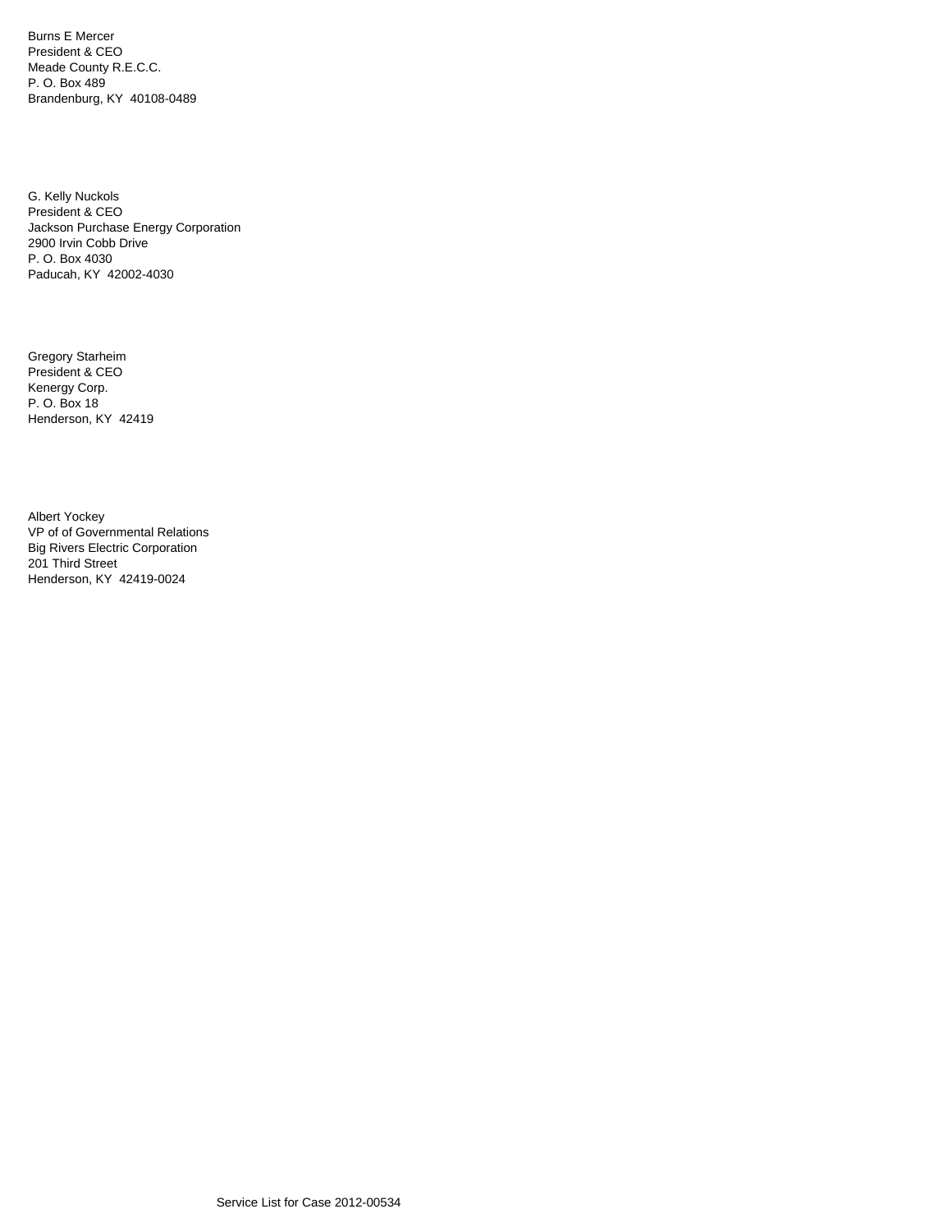Burns E Mercer
President & CEO
Meade County R.E.C.C.
P. O. Box 489
Brandenburg, KY 40108-0489

G. Kelly Nuckols
President & CEO
Jackson Purchase Energy Corporation
2900 Irvin Cobb Drive
P. O. Box 4030
Paducah, KY 42002-4030

Gregory Starheim
President & CEO
Kenergy Corp.
P. O. Box 18
Henderson, KY 42419

Albert Yockey
VP of of Governmental Relations
Big Rivers Electric Corporation
201 Third Street
Henderson, KY 42419-0024